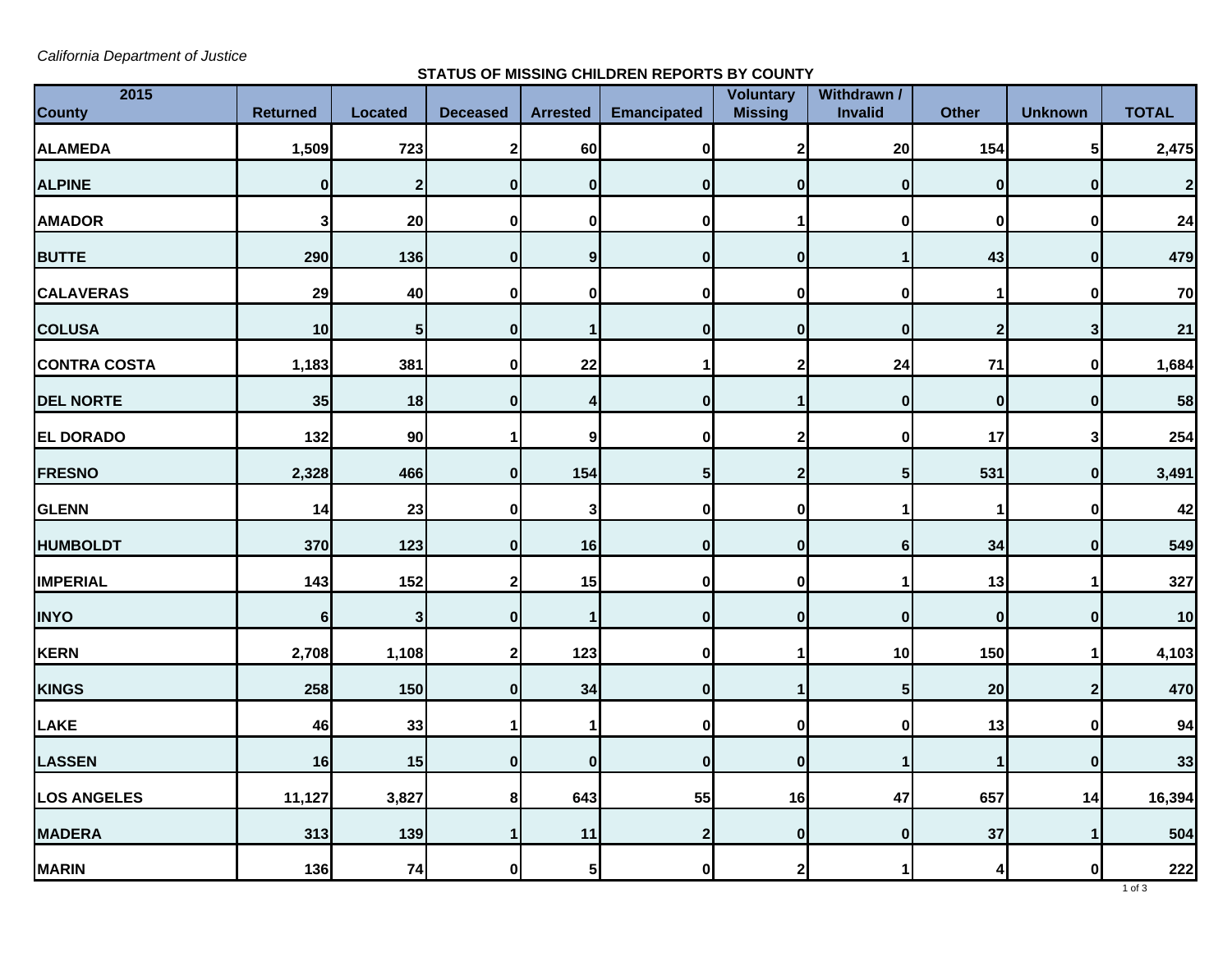*California Department of Justice*

**STATUS OF MISSING CHILDREN REPORTS BY COUNTY**

| 2015 County | Returned | Located | Deceased | Arrested | Emancipated | Voluntary Missing | Withdrawn / Invalid | Other | Unknown | TOTAL |
|---|---|---|---|---|---|---|---|---|---|---|
| ALAMEDA | 1,509 | 723 | 2 | 60 | 0 | 2 | 20 | 154 | 5 | 2,475 |
| ALPINE | 0 | 2 | 0 | 0 | 0 | 0 | 0 | 0 | 0 | 2 |
| AMADOR | 3 | 20 | 0 | 0 | 0 | 1 | 0 | 0 | 0 | 24 |
| BUTTE | 290 | 136 | 0 | 9 | 0 | 0 | 1 | 43 | 0 | 479 |
| CALAVERAS | 29 | 40 | 0 | 0 | 0 | 0 | 0 | 1 | 0 | 70 |
| COLUSA | 10 | 5 | 0 | 1 | 0 | 0 | 0 | 2 | 3 | 21 |
| CONTRA COSTA | 1,183 | 381 | 0 | 22 | 1 | 2 | 24 | 71 | 0 | 1,684 |
| DEL NORTE | 35 | 18 | 0 | 4 | 0 | 1 | 0 | 0 | 0 | 58 |
| EL DORADO | 132 | 90 | 1 | 9 | 0 | 2 | 0 | 17 | 3 | 254 |
| FRESNO | 2,328 | 466 | 0 | 154 | 5 | 2 | 5 | 531 | 0 | 3,491 |
| GLENN | 14 | 23 | 0 | 3 | 0 | 0 | 1 | 1 | 0 | 42 |
| HUMBOLDT | 370 | 123 | 0 | 16 | 0 | 0 | 6 | 34 | 0 | 549 |
| IMPERIAL | 143 | 152 | 2 | 15 | 0 | 0 | 1 | 13 | 1 | 327 |
| INYO | 6 | 3 | 0 | 1 | 0 | 0 | 0 | 0 | 0 | 10 |
| KERN | 2,708 | 1,108 | 2 | 123 | 0 | 1 | 10 | 150 | 1 | 4,103 |
| KINGS | 258 | 150 | 0 | 34 | 0 | 1 | 5 | 20 | 2 | 470 |
| LAKE | 46 | 33 | 1 | 1 | 0 | 0 | 0 | 13 | 0 | 94 |
| LASSEN | 16 | 15 | 0 | 0 | 0 | 0 | 1 | 1 | 0 | 33 |
| LOS ANGELES | 11,127 | 3,827 | 8 | 643 | 55 | 16 | 47 | 657 | 14 | 16,394 |
| MADERA | 313 | 139 | 1 | 11 | 2 | 0 | 0 | 37 | 1 | 504 |
| MARIN | 136 | 74 | 0 | 5 | 0 | 2 | 1 | 4 | 0 | 222 |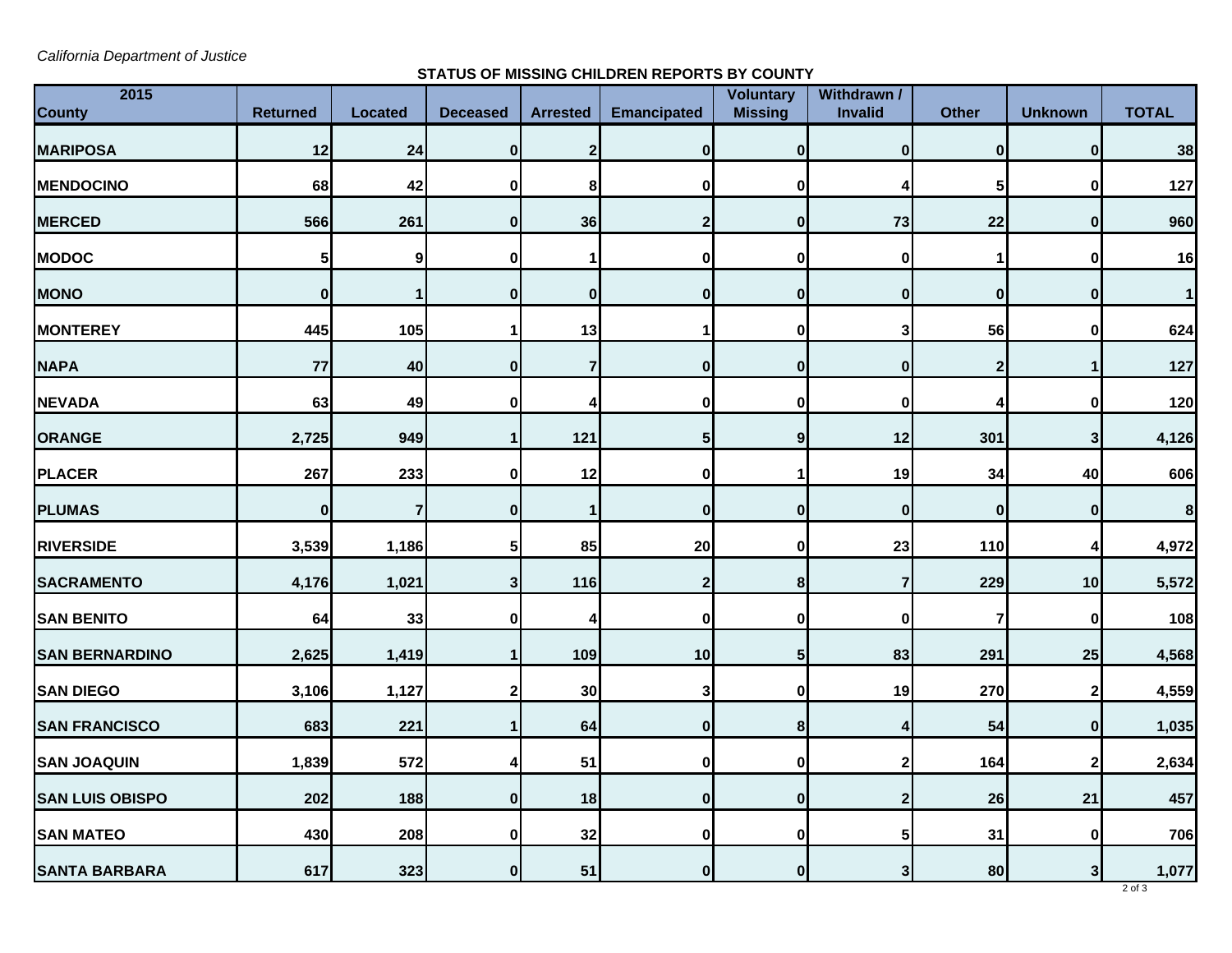*California Department of Justice*

**STATUS OF MISSING CHILDREN REPORTS BY COUNTY**

| 2015 County | Returned | Located | Deceased | Arrested | Emancipated | Voluntary Missing | Withdrawn / Invalid | Other | Unknown | TOTAL |
|---|---|---|---|---|---|---|---|---|---|---|
| MARIPOSA | 12 | 24 | 0 | 2 | 0 | 0 | 0 | 0 | 0 | 38 |
| MENDOCINO | 68 | 42 | 0 | 8 | 0 | 0 | 4 | 5 | 0 | 127 |
| MERCED | 566 | 261 | 0 | 36 | 2 | 0 | 73 | 22 | 0 | 960 |
| MODOC | 5 | 9 | 0 | 1 | 0 | 0 | 0 | 1 | 0 | 16 |
| MONO | 0 | 1 | 0 | 0 | 0 | 0 | 0 | 0 | 0 | 1 |
| MONTEREY | 445 | 105 | 1 | 13 | 1 | 0 | 3 | 56 | 0 | 624 |
| NAPA | 77 | 40 | 0 | 7 | 0 | 0 | 0 | 2 | 1 | 127 |
| NEVADA | 63 | 49 | 0 | 4 | 0 | 0 | 0 | 4 | 0 | 120 |
| ORANGE | 2,725 | 949 | 1 | 121 | 5 | 9 | 12 | 301 | 3 | 4,126 |
| PLACER | 267 | 233 | 0 | 12 | 0 | 1 | 19 | 34 | 40 | 606 |
| PLUMAS | 0 | 7 | 0 | 1 | 0 | 0 | 0 | 0 | 0 | 8 |
| RIVERSIDE | 3,539 | 1,186 | 5 | 85 | 20 | 0 | 23 | 110 | 4 | 4,972 |
| SACRAMENTO | 4,176 | 1,021 | 3 | 116 | 2 | 8 | 7 | 229 | 10 | 5,572 |
| SAN BENITO | 64 | 33 | 0 | 4 | 0 | 0 | 0 | 7 | 0 | 108 |
| SAN BERNARDINO | 2,625 | 1,419 | 1 | 109 | 10 | 5 | 83 | 291 | 25 | 4,568 |
| SAN DIEGO | 3,106 | 1,127 | 2 | 30 | 3 | 0 | 19 | 270 | 2 | 4,559 |
| SAN FRANCISCO | 683 | 221 | 1 | 64 | 0 | 8 | 4 | 54 | 0 | 1,035 |
| SAN JOAQUIN | 1,839 | 572 | 4 | 51 | 0 | 0 | 2 | 164 | 2 | 2,634 |
| SAN LUIS OBISPO | 202 | 188 | 0 | 18 | 0 | 0 | 2 | 26 | 21 | 457 |
| SAN MATEO | 430 | 208 | 0 | 32 | 0 | 0 | 5 | 31 | 0 | 706 |
| SANTA BARBARA | 617 | 323 | 0 | 51 | 0 | 0 | 3 | 80 | 3 | 1,077 |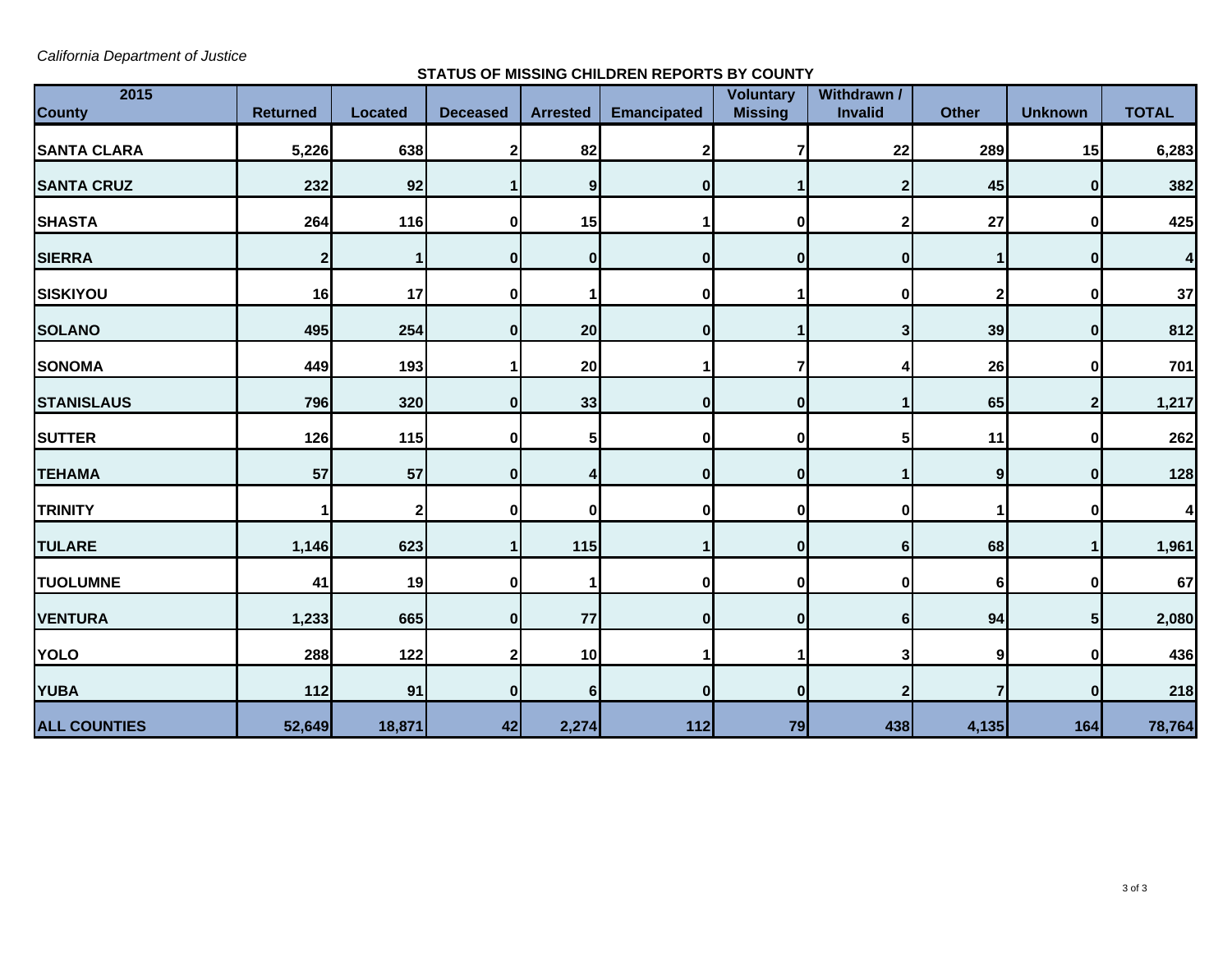*California Department of Justice*

**STATUS OF MISSING CHILDREN REPORTS BY COUNTY**

| 2015 County | Returned | Located | Deceased | Arrested | Emancipated | Voluntary Missing | Withdrawn / Invalid | Other | Unknown | TOTAL |
|---|---|---|---|---|---|---|---|---|---|---|
| SANTA CLARA | 5,226 | 638 | 2 | 82 | 2 | 7 | 22 | 289 | 15 | 6,283 |
| SANTA CRUZ | 232 | 92 | 1 | 9 | 0 | 1 | 2 | 45 | 0 | 382 |
| SHASTA | 264 | 116 | 0 | 15 | 1 | 0 | 2 | 27 | 0 | 425 |
| SIERRA | 2 | 1 | 0 | 0 | 0 | 0 | 0 | 1 | 0 | 4 |
| SISKIYOU | 16 | 17 | 0 | 1 | 0 | 1 | 0 | 2 | 0 | 37 |
| SOLANO | 495 | 254 | 0 | 20 | 0 | 1 | 3 | 39 | 0 | 812 |
| SONOMA | 449 | 193 | 1 | 20 | 1 | 7 | 4 | 26 | 0 | 701 |
| STANISLAUS | 796 | 320 | 0 | 33 | 0 | 0 | 1 | 65 | 2 | 1,217 |
| SUTTER | 126 | 115 | 0 | 5 | 0 | 0 | 5 | 11 | 0 | 262 |
| TEHAMA | 57 | 57 | 0 | 4 | 0 | 0 | 1 | 9 | 0 | 128 |
| TRINITY | 1 | 2 | 0 | 0 | 0 | 0 | 0 | 1 | 0 | 4 |
| TULARE | 1,146 | 623 | 1 | 115 | 1 | 0 | 6 | 68 | 1 | 1,961 |
| TUOLUMNE | 41 | 19 | 0 | 1 | 0 | 0 | 0 | 6 | 0 | 67 |
| VENTURA | 1,233 | 665 | 0 | 77 | 0 | 0 | 6 | 94 | 5 | 2,080 |
| YOLO | 288 | 122 | 2 | 10 | 1 | 1 | 3 | 9 | 0 | 436 |
| YUBA | 112 | 91 | 0 | 6 | 0 | 0 | 2 | 7 | 0 | 218 |
| ALL COUNTIES | 52,649 | 18,871 | 42 | 2,274 | 112 | 79 | 438 | 4,135 | 164 | 78,764 |